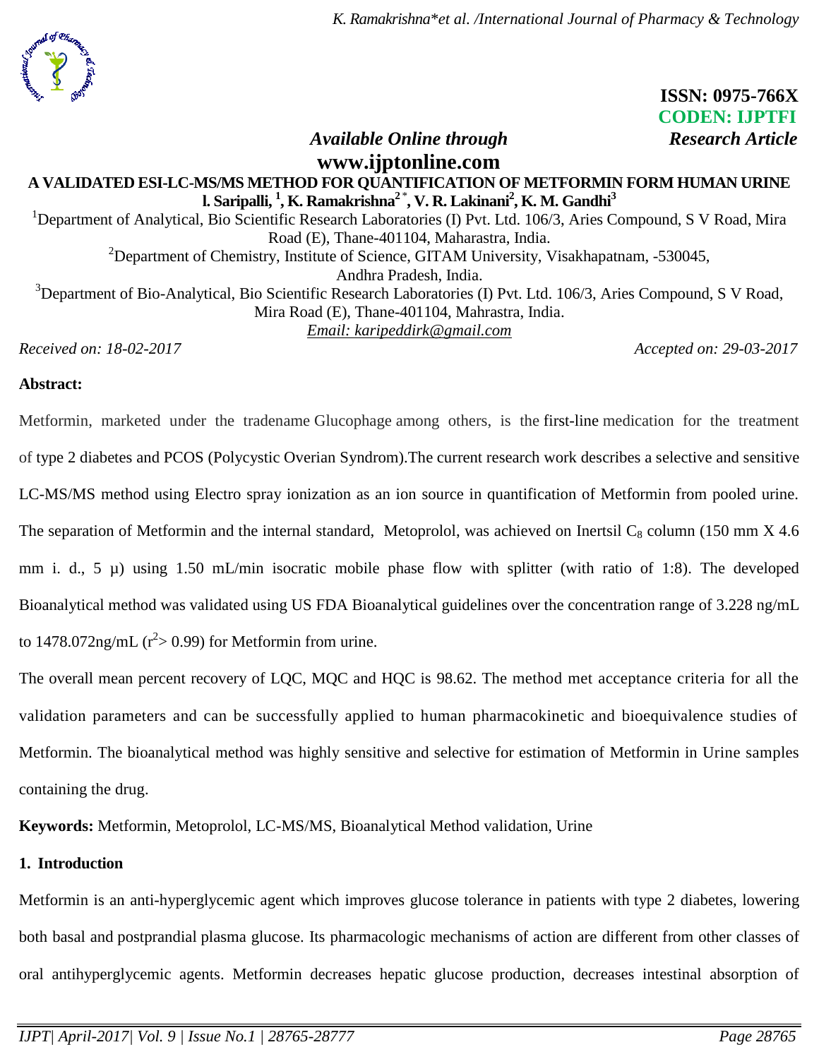ISSN: 0975-766X
CODEN: IJPTFI

*Available Online through* *Research Article*

**www.ijptonline.com**

# A VALIDATED ESI-LC-MS/MS METHOD FOR QUANTIFICATION OF METFORMIN FORM HUMAN URINE

**l. Saripalli, [1], K. Ramakrishna[2]*, V. R. Lakinani[2], K. M. Gandhi[3]**

[1]Department of Analytical, Bio Scientific Research Laboratories (I) Pvt. Ltd. 106/3, Aries Compound, S V Road, Mira Road (E), Thane-401104, Maharastra, India.

[2]Department of Chemistry, Institute of Science, GITAM University, Visakhapatnam, -530045, Andhra Pradesh, India.

[3]Department of Bio-Analytical, Bio Scientific Research Laboratories (I) Pvt. Ltd. 106/3, Aries Compound, S V Road, Mira Road (E), Thane-401104, Mahrastra, India.

Email: karipeddirk@gmail.com

*Received on: 18-02-2017* *Accepted on: 29-03-2017*

**Abstract:**

Metformin, marketed under the tradename Glucophage among others, is the first-line medication for the treatment of type 2 diabetes and PCOS (Polycystic Overian Syndrom).The current research work describes a selective and sensitive LC-MS/MS method using Electro spray ionization as an ion source in quantification of Metformin from pooled urine. The separation of Metformin and the internal standard, Metoprolol, was achieved on Inertsil $C_8$ column (150 mm X 4.6 mm i. d., 5 µ) using 1.50 mL/min isocratic mobile phase flow with splitter (with ratio of 1:8). The developed Bioanalytical method was validated using US FDA Bioanalytical guidelines over the concentration range of 3.228 ng/mL to 1478.072ng/mL ($r^2$> 0.99) for Metformin from urine.

The overall mean percent recovery of LQC, MQC and HQC is 98.62. The method met acceptance criteria for all the validation parameters and can be successfully applied to human pharmacokinetic and bioequivalence studies of Metformin. The bioanalytical method was highly sensitive and selective for estimation of Metformin in Urine samples containing the drug.

**Keywords:** Metformin, Metoprolol, LC-MS/MS, Bioanalytical Method validation, Urine

## 1. Introduction

Metformin is an anti-hyperglycemic agent which improves glucose tolerance in patients with type 2 diabetes, lowering both basal and postprandial plasma glucose. Its pharmacologic mechanisms of action are different from other classes of oral antihyperglycemic agents. Metformin decreases hepatic glucose production, decreases intestinal absorption of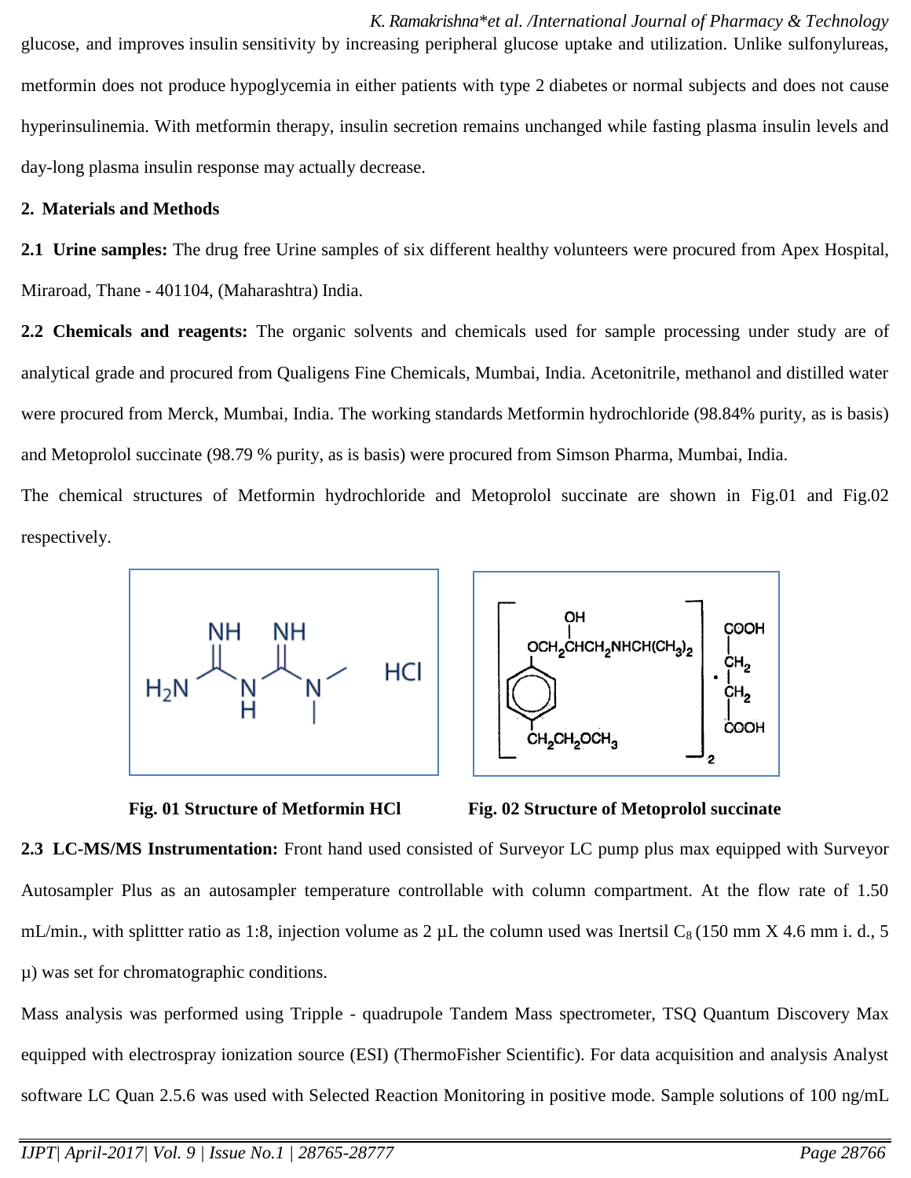glucose, and improves insulin sensitivity by increasing peripheral glucose uptake and utilization. Unlike sulfonylureas, metformin does not produce hypoglycemia in either patients with type 2 diabetes or normal subjects and does not cause hyperinsulinemia. With metformin therapy, insulin secretion remains unchanged while fasting plasma insulin levels and day-long plasma insulin response may actually decrease.

## 2. Materials and Methods

**2.1 Urine samples:** The drug free Urine samples of six different healthy volunteers were procured from Apex Hospital, Miraroad, Thane - 401104, (Maharashtra) India.

**2.2 Chemicals and reagents:** The organic solvents and chemicals used for sample processing under study are of analytical grade and procured from Qualigens Fine Chemicals, Mumbai, India. Acetonitrile, methanol and distilled water were procured from Merck, Mumbai, India. The working standards Metformin hydrochloride (98.84% purity, as is basis) and Metoprolol succinate (98.79 % purity, as is basis) were procured from Simson Pharma, Mumbai, India.

The chemical structures of Metformin hydrochloride and Metoprolol succinate are shown in Fig.01 and Fig.02 respectively.

**Fig. 01 Structure of Metformin HCl**

**Fig. 02 Structure of Metoprolol succinate**

**2.3 LC-MS/MS Instrumentation:** Front hand used consisted of Surveyor LC pump plus max equipped with Surveyor Autosampler Plus as an autosampler temperature controllable with column compartment. At the flow rate of 1.50 mL/min., with splittter ratio as 1:8, injection volume as 2 µL the column used was Inertsil $C_8$ (150 mm X 4.6 mm i. d., 5 µ) was set for chromatographic conditions.

Mass analysis was performed using Tripple - quadrupole Tandem Mass spectrometer, TSQ Quantum Discovery Max equipped with electrospray ionization source (ESI) (ThermoFisher Scientific). For data acquisition and analysis Analyst software LC Quan 2.5.6 was used with Selected Reaction Monitoring in positive mode. Sample solutions of 100 ng/mL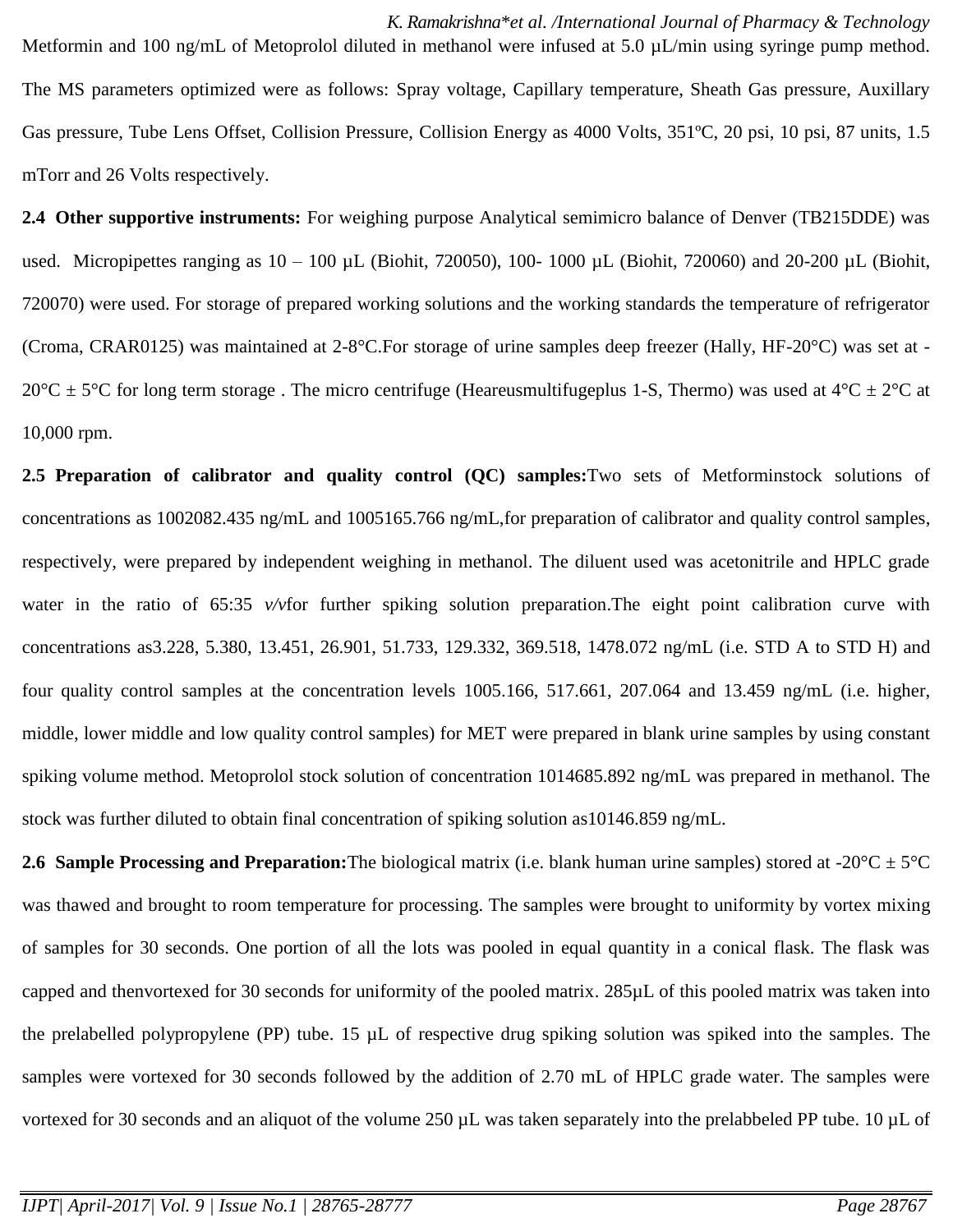Metformin and 100 ng/mL of Metoprolol diluted in methanol were infused at 5.0 µL/min using syringe pump method. The MS parameters optimized were as follows: Spray voltage, Capillary temperature, Sheath Gas pressure, Auxillary Gas pressure, Tube Lens Offset, Collision Pressure, Collision Energy as 4000 Volts, 351ºC, 20 psi, 10 psi, 87 units, 1.5 mTorr and 26 Volts respectively.

**2.4 Other supportive instruments:** For weighing purpose Analytical semimicro balance of Denver (TB215DDE) was used. Micropipettes ranging as 10 – 100 µL (Biohit, 720050), 100- 1000 µL (Biohit, 720060) and 20-200 µL (Biohit, 720070) were used. For storage of prepared working solutions and the working standards the temperature of refrigerator (Croma, CRAR0125) was maintained at 2-8°C.For storage of urine samples deep freezer (Hally, HF-20°C) was set at -20°C ± 5°C for long term storage . The micro centrifuge (Heareusmultifugeplus 1-S, Thermo) was used at 4°C ± 2°C at 10,000 rpm.

**2.5 Preparation of calibrator and quality control (QC) samples:**Two sets of Metforminstock solutions of concentrations as 1002082.435 ng/mL and 1005165.766 ng/mL,for preparation of calibrator and quality control samples, respectively, were prepared by independent weighing in methanol. The diluent used was acetonitrile and HPLC grade water in the ratio of 65:35 *v/v*for further spiking solution preparation.The eight point calibration curve with concentrations as3.228, 5.380, 13.451, 26.901, 51.733, 129.332, 369.518, 1478.072 ng/mL (i.e. STD A to STD H) and four quality control samples at the concentration levels 1005.166, 517.661, 207.064 and 13.459 ng/mL (i.e. higher, middle, lower middle and low quality control samples) for MET were prepared in blank urine samples by using constant spiking volume method. Metoprolol stock solution of concentration 1014685.892 ng/mL was prepared in methanol. The stock was further diluted to obtain final concentration of spiking solution as10146.859 ng/mL.

**2.6 Sample Processing and Preparation:**The biological matrix (i.e. blank human urine samples) stored at -20°C ± 5°C was thawed and brought to room temperature for processing. The samples were brought to uniformity by vortex mixing of samples for 30 seconds. One portion of all the lots was pooled in equal quantity in a conical flask. The flask was capped and thenvortexed for 30 seconds for uniformity of the pooled matrix. 285µL of this pooled matrix was taken into the prelabelled polypropylene (PP) tube. 15 µL of respective drug spiking solution was spiked into the samples. The samples were vortexed for 30 seconds followed by the addition of 2.70 mL of HPLC grade water. The samples were vortexed for 30 seconds and an aliquot of the volume 250 µL was taken separately into the prelabbeled PP tube. 10 µL of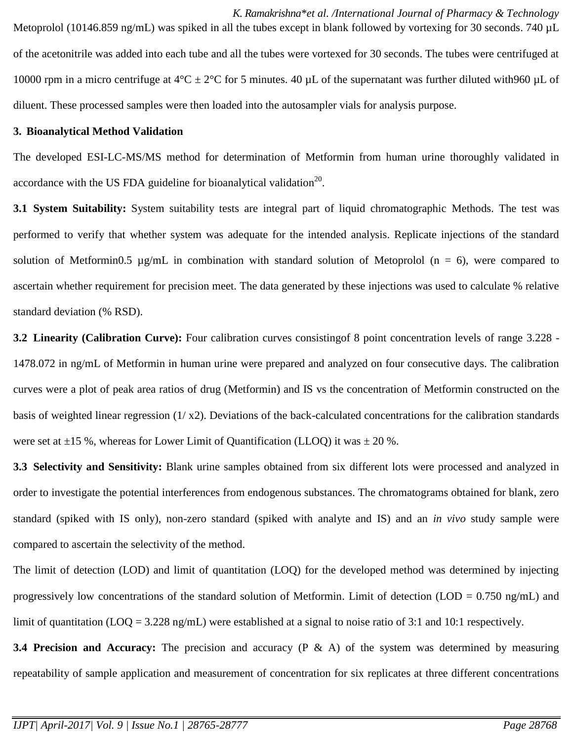Metoprolol (10146.859 ng/mL) was spiked in all the tubes except in blank followed by vortexing for 30 seconds. 740 µL of the acetonitrile was added into each tube and all the tubes were vortexed for 30 seconds. The tubes were centrifuged at 10000 rpm in a micro centrifuge at 4°C ± 2°C for 5 minutes. 40 µL of the supernatant was further diluted with960 µL of diluent. These processed samples were then loaded into the autosampler vials for analysis purpose.

## 3. Bioanalytical Method Validation

The developed ESI-LC-MS/MS method for determination of Metformin from human urine thoroughly validated in accordance with the US FDA guideline for bioanalytical validation[20].

**3.1 System Suitability:** System suitability tests are integral part of liquid chromatographic Methods. The test was performed to verify that whether system was adequate for the intended analysis. Replicate injections of the standard solution of Metformin0.5 µg/mL in combination with standard solution of Metoprolol (n = 6), were compared to ascertain whether requirement for precision meet. The data generated by these injections was used to calculate % relative standard deviation (% RSD).

**3.2 Linearity (Calibration Curve):** Four calibration curves consistingof 8 point concentration levels of range 3.228 - 1478.072 in ng/mL of Metformin in human urine were prepared and analyzed on four consecutive days. The calibration curves were a plot of peak area ratios of drug (Metformin) and IS vs the concentration of Metformin constructed on the basis of weighted linear regression (1/ x2). Deviations of the back-calculated concentrations for the calibration standards were set at ±15 %, whereas for Lower Limit of Quantification (LLOQ) it was ± 20 %.

**3.3 Selectivity and Sensitivity:** Blank urine samples obtained from six different lots were processed and analyzed in order to investigate the potential interferences from endogenous substances. The chromatograms obtained for blank, zero standard (spiked with IS only), non-zero standard (spiked with analyte and IS) and an *in vivo* study sample were compared to ascertain the selectivity of the method.

The limit of detection (LOD) and limit of quantitation (LOQ) for the developed method was determined by injecting progressively low concentrations of the standard solution of Metformin. Limit of detection (LOD = 0.750 ng/mL) and limit of quantitation (LOQ = 3.228 ng/mL) were established at a signal to noise ratio of 3:1 and 10:1 respectively.

**3.4 Precision and Accuracy:** The precision and accuracy (P & A) of the system was determined by measuring repeatability of sample application and measurement of concentration for six replicates at three different concentrations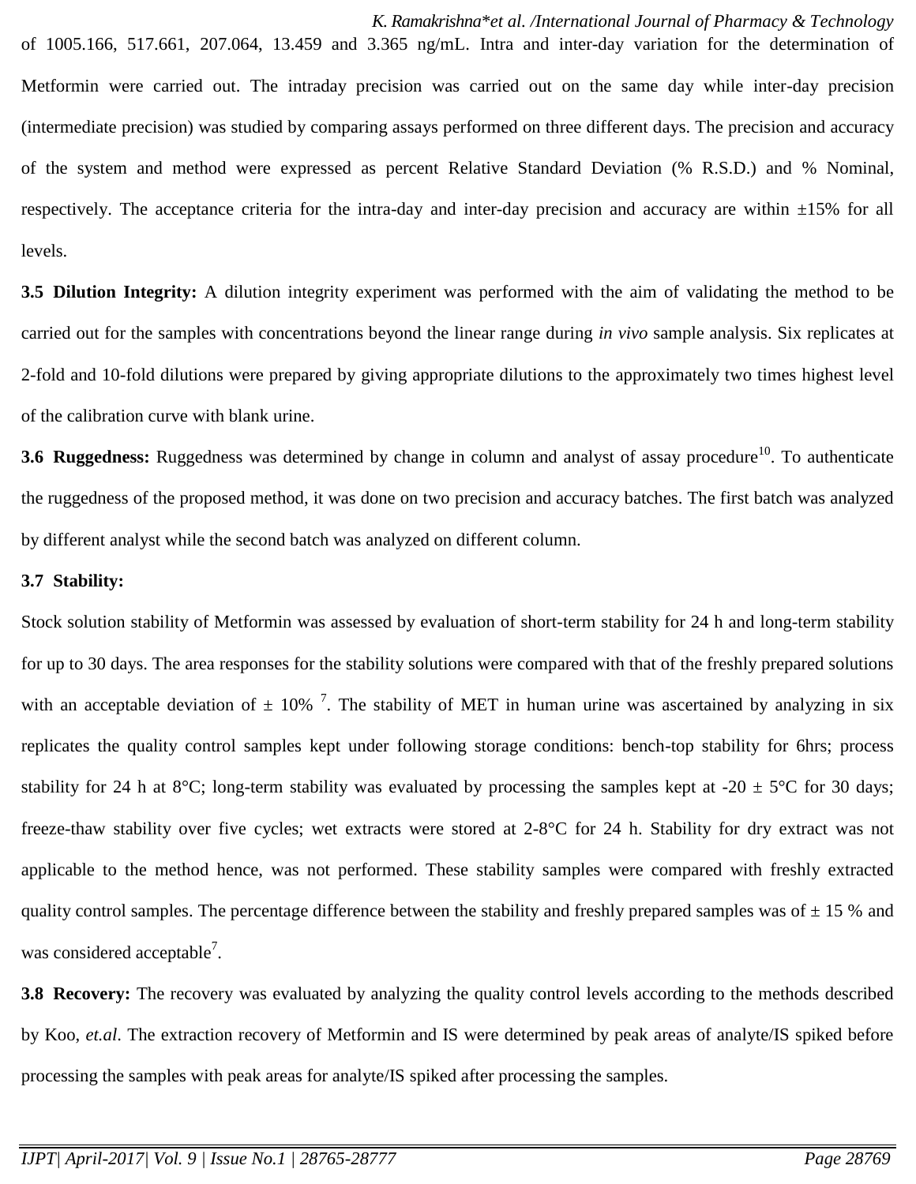of 1005.166, 517.661, 207.064, 13.459 and 3.365 ng/mL. Intra and inter-day variation for the determination of Metformin were carried out. The intraday precision was carried out on the same day while inter-day precision (intermediate precision) was studied by comparing assays performed on three different days. The precision and accuracy of the system and method were expressed as percent Relative Standard Deviation (% R.S.D.) and % Nominal, respectively. The acceptance criteria for the intra-day and inter-day precision and accuracy are within ±15% for all levels.

**3.5 Dilution Integrity:** A dilution integrity experiment was performed with the aim of validating the method to be carried out for the samples with concentrations beyond the linear range during *in vivo* sample analysis. Six replicates at 2-fold and 10-fold dilutions were prepared by giving appropriate dilutions to the approximately two times highest level of the calibration curve with blank urine.

**3.6 Ruggedness:** Ruggedness was determined by change in column and analyst of assay procedure[10]. To authenticate the ruggedness of the proposed method, it was done on two precision and accuracy batches. The first batch was analyzed by different analyst while the second batch was analyzed on different column.

**3.7 Stability:**

Stock solution stability of Metformin was assessed by evaluation of short-term stability for 24 h and long-term stability for up to 30 days. The area responses for the stability solutions were compared with that of the freshly prepared solutions with an acceptable deviation of ± 10% [7]. The stability of MET in human urine was ascertained by analyzing in six replicates the quality control samples kept under following storage conditions: bench-top stability for 6hrs; process stability for 24 h at 8°C; long-term stability was evaluated by processing the samples kept at -20 ± 5°C for 30 days; freeze-thaw stability over five cycles; wet extracts were stored at 2-8°C for 24 h. Stability for dry extract was not applicable to the method hence, was not performed. These stability samples were compared with freshly extracted quality control samples. The percentage difference between the stability and freshly prepared samples was of ± 15 % and was considered acceptable[7].

**3.8 Recovery:** The recovery was evaluated by analyzing the quality control levels according to the methods described by Koo, *et.al*. The extraction recovery of Metformin and IS were determined by peak areas of analyte/IS spiked before processing the samples with peak areas for analyte/IS spiked after processing the samples.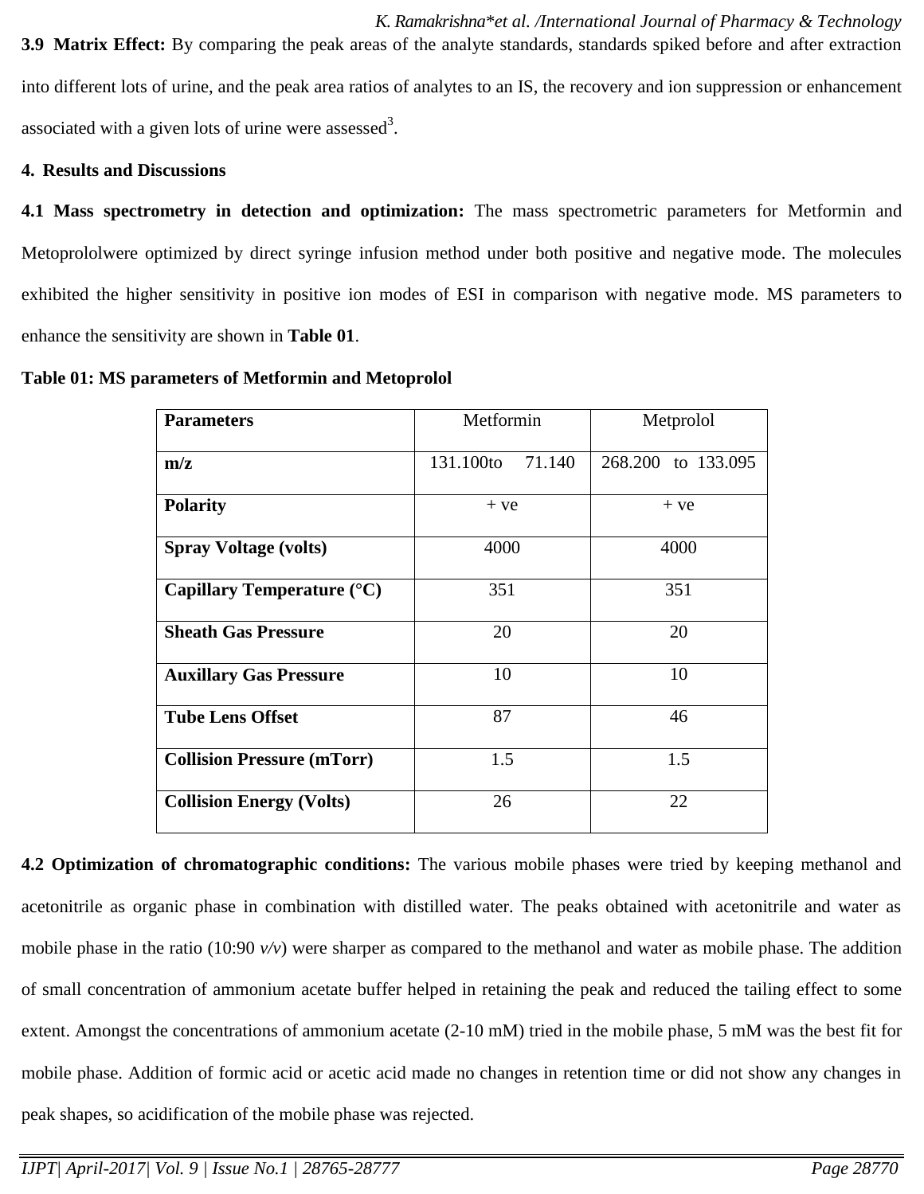**3.9 Matrix Effect:** By comparing the peak areas of the analyte standards, standards spiked before and after extraction into different lots of urine, and the peak area ratios of analytes to an IS, the recovery and ion suppression or enhancement associated with a given lots of urine were assessed[3].

## 4. Results and Discussions

**4.1 Mass spectrometry in detection and optimization:** The mass spectrometric parameters for Metformin and Metoprololwere optimized by direct syringe infusion method under both positive and negative mode. The molecules exhibited the higher sensitivity in positive ion modes of ESI in comparison with negative mode. MS parameters to enhance the sensitivity are shown in **Table 01**.

**Table 01: MS parameters of Metformin and Metoprolol**

| Parameters | Metformin | Metprolol |
|---|---|---|
| **m/z** | 131.100to 71.140 | 268.200 to 133.095 |
| **Polarity** | + ve | + ve |
| **Spray Voltage (volts)** | 4000 | 4000 |
| **Capillary Temperature (°C)** | 351 | 351 |
| **Sheath Gas Pressure** | 20 | 20 |
| **Auxillary Gas Pressure** | 10 | 10 |
| **Tube Lens Offset** | 87 | 46 |
| **Collision Pressure (mTorr)** | 1.5 | 1.5 |
| **Collision Energy (Volts)** | 26 | 22 |

**4.2 Optimization of chromatographic conditions:** The various mobile phases were tried by keeping methanol and acetonitrile as organic phase in combination with distilled water. The peaks obtained with acetonitrile and water as mobile phase in the ratio (10:90 *v/v*) were sharper as compared to the methanol and water as mobile phase. The addition of small concentration of ammonium acetate buffer helped in retaining the peak and reduced the tailing effect to some extent. Amongst the concentrations of ammonium acetate (2-10 mM) tried in the mobile phase, 5 mM was the best fit for mobile phase. Addition of formic acid or acetic acid made no changes in retention time or did not show any changes in peak shapes, so acidification of the mobile phase was rejected.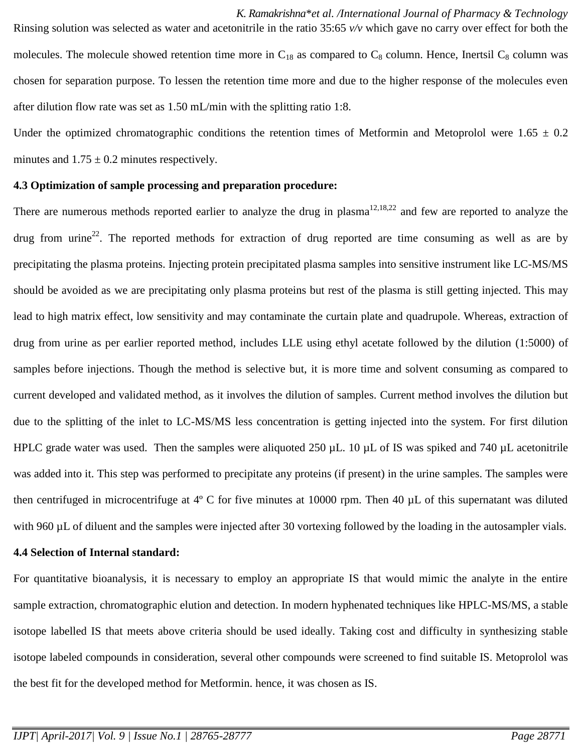Rinsing solution was selected as water and acetonitrile in the ratio 35:65 *v/v* which gave no carry over effect for both the molecules. The molecule showed retention time more in $C_{18}$ as compared to $C_8$ column. Hence, Inertsil $C_8$ column was chosen for separation purpose. To lessen the retention time more and due to the higher response of the molecules even after dilution flow rate was set as 1.50 mL/min with the splitting ratio 1:8.

Under the optimized chromatographic conditions the retention times of Metformin and Metoprolol were 1.65 ± 0.2 minutes and 1.75 ± 0.2 minutes respectively.

**4.3 Optimization of sample processing and preparation procedure:**

There are numerous methods reported earlier to analyze the drug in plasma[12,18,22] and few are reported to analyze the drug from urine[22]. The reported methods for extraction of drug reported are time consuming as well as are by precipitating the plasma proteins. Injecting protein precipitated plasma samples into sensitive instrument like LC-MS/MS should be avoided as we are precipitating only plasma proteins but rest of the plasma is still getting injected. This may lead to high matrix effect, low sensitivity and may contaminate the curtain plate and quadrupole. Whereas, extraction of drug from urine as per earlier reported method, includes LLE using ethyl acetate followed by the dilution (1:5000) of samples before injections. Though the method is selective but, it is more time and solvent consuming as compared to current developed and validated method, as it involves the dilution of samples. Current method involves the dilution but due to the splitting of the inlet to LC-MS/MS less concentration is getting injected into the system. For first dilution HPLC grade water was used. Then the samples were aliquoted 250 µL. 10 µL of IS was spiked and 740 µL acetonitrile was added into it. This step was performed to precipitate any proteins (if present) in the urine samples. The samples were then centrifuged in microcentrifuge at 4º C for five minutes at 10000 rpm. Then 40 µL of this supernatant was diluted with 960 µL of diluent and the samples were injected after 30 vortexing followed by the loading in the autosampler vials.

**4.4 Selection of Internal standard:**

For quantitative bioanalysis, it is necessary to employ an appropriate IS that would mimic the analyte in the entire sample extraction, chromatographic elution and detection. In modern hyphenated techniques like HPLC-MS/MS, a stable isotope labelled IS that meets above criteria should be used ideally. Taking cost and difficulty in synthesizing stable isotope labeled compounds in consideration, several other compounds were screened to find suitable IS. Metoprolol was the best fit for the developed method for Metformin. hence, it was chosen as IS.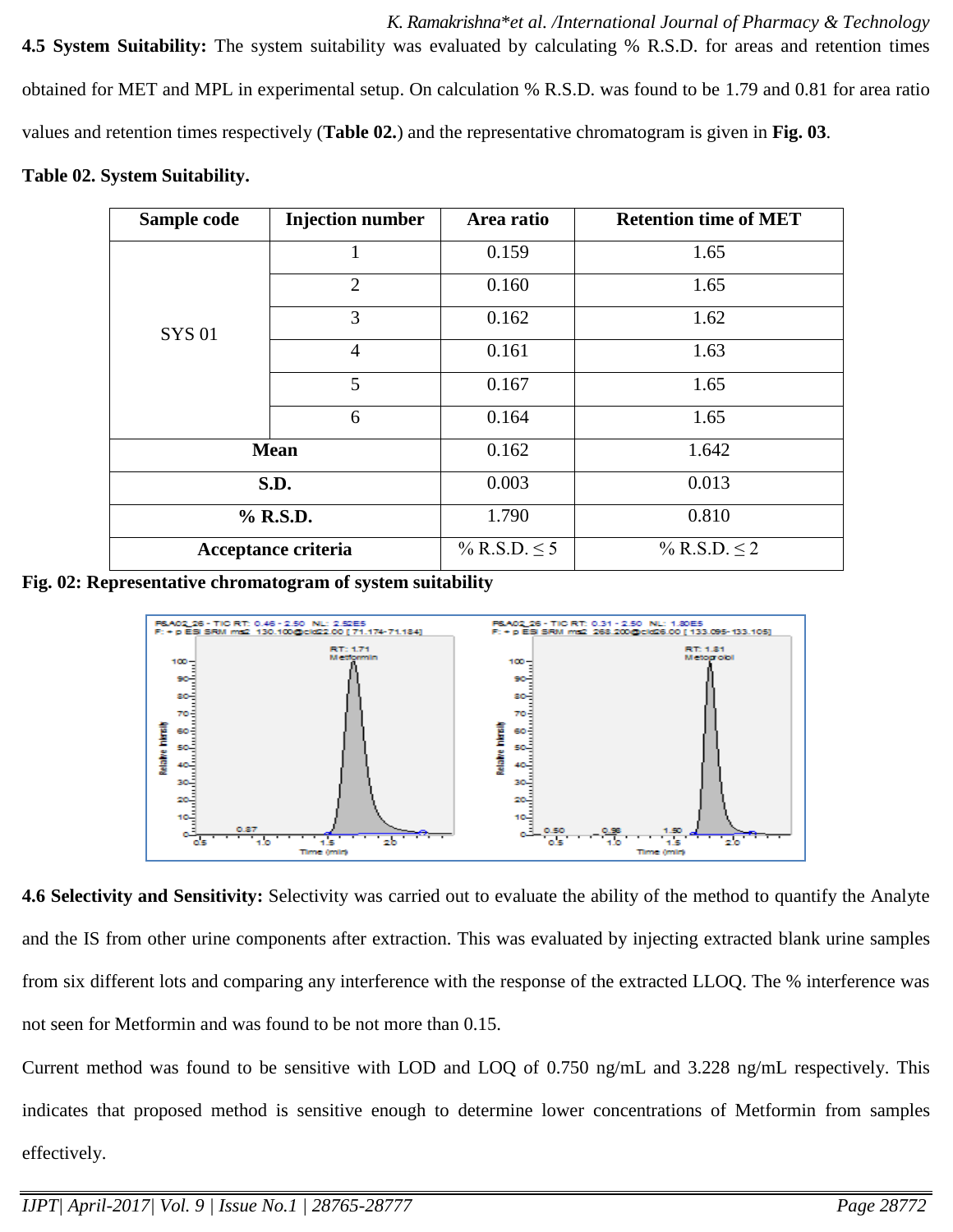**4.5 System Suitability:** The system suitability was evaluated by calculating % R.S.D. for areas and retention times obtained for MET and MPL in experimental setup. On calculation % R.S.D. was found to be 1.79 and 0.81 for area ratio values and retention times respectively (**Table 02.**) and the representative chromatogram is given in **Fig. 03**.

**Table 02. System Suitability.**

| Sample code | Injection number | Area ratio | Retention time of MET |
|---|---|---|---|
| SYS 01 | 1 | 0.159 | 1.65 |
| | 2 | 0.160 | 1.65 |
| | 3 | 0.162 | 1.62 |
| | 4 | 0.161 | 1.63 |
| | 5 | 0.167 | 1.65 |
| | 6 | 0.164 | 1.65 |
| **Mean** | | 0.162 | 1.642 |
| **S.D.** | | 0.003 | 0.013 |
| **% R.S.D.** | | 1.790 | 0.810 |
| **Acceptance criteria** | | % R.S.D. ≤ 5 | % R.S.D. ≤ 2 |

**Fig. 02: Representative chromatogram of system suitability**

**4.6 Selectivity and Sensitivity:** Selectivity was carried out to evaluate the ability of the method to quantify the Analyte and the IS from other urine components after extraction. This was evaluated by injecting extracted blank urine samples from six different lots and comparing any interference with the response of the extracted LLOQ. The % interference was not seen for Metformin and was found to be not more than 0.15.

Current method was found to be sensitive with LOD and LOQ of 0.750 ng/mL and 3.228 ng/mL respectively. This indicates that proposed method is sensitive enough to determine lower concentrations of Metformin from samples effectively.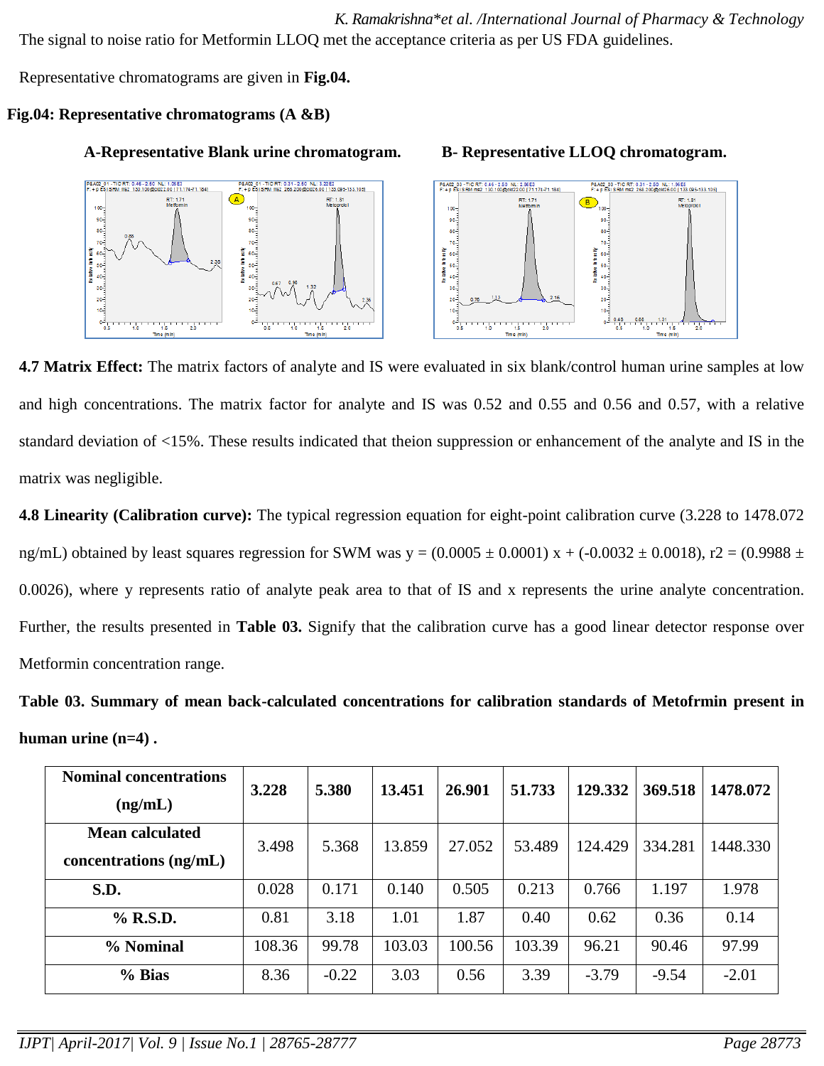The signal to noise ratio for Metformin LLOQ met the acceptance criteria as per US FDA guidelines.

Representative chromatograms are given in **Fig.04.**

**Fig.04: Representative chromatograms (A &B)**

**A-Representative Blank urine chromatogram.** **B- Representative LLOQ chromatogram.**

**4.7 Matrix Effect:** The matrix factors of analyte and IS were evaluated in six blank/control human urine samples at low and high concentrations. The matrix factor for analyte and IS was 0.52 and 0.55 and 0.56 and 0.57, with a relative standard deviation of <15%. These results indicated that theion suppression or enhancement of the analyte and IS in the matrix was negligible.

**4.8 Linearity (Calibration curve):** The typical regression equation for eight-point calibration curve (3.228 to 1478.072 ng/mL) obtained by least squares regression for SWM was $y = (0.0005 \pm 0.0001)\,x + (-0.0032 \pm 0.0018)$, $r2 = (0.9988 \pm 0.0026)$, where y represents ratio of analyte peak area to that of IS and x represents the urine analyte concentration. Further, the results presented in **Table 03.** Signify that the calibration curve has a good linear detector response over Metformin concentration range.

**Table 03. Summary of mean back-calculated concentrations for calibration standards of Metofrmin present in human urine (n=4) .**

| Nominal concentrations (ng/mL) | 3.228 | 5.380 | 13.451 | 26.901 | 51.733 | 129.332 | 369.518 | 1478.072 |
|---|---|---|---|---|---|---|---|---|
| Mean calculated concentrations (ng/mL) | 3.498 | 5.368 | 13.859 | 27.052 | 53.489 | 124.429 | 334.281 | 1448.330 |
| S.D. | 0.028 | 0.171 | 0.140 | 0.505 | 0.213 | 0.766 | 1.197 | 1.978 |
| % R.S.D. | 0.81 | 3.18 | 1.01 | 1.87 | 0.40 | 0.62 | 0.36 | 0.14 |
| % Nominal | 108.36 | 99.78 | 103.03 | 100.56 | 103.39 | 96.21 | 90.46 | 97.99 |
| % Bias | 8.36 | -0.22 | 3.03 | 0.56 | 3.39 | -3.79 | -9.54 | -2.01 |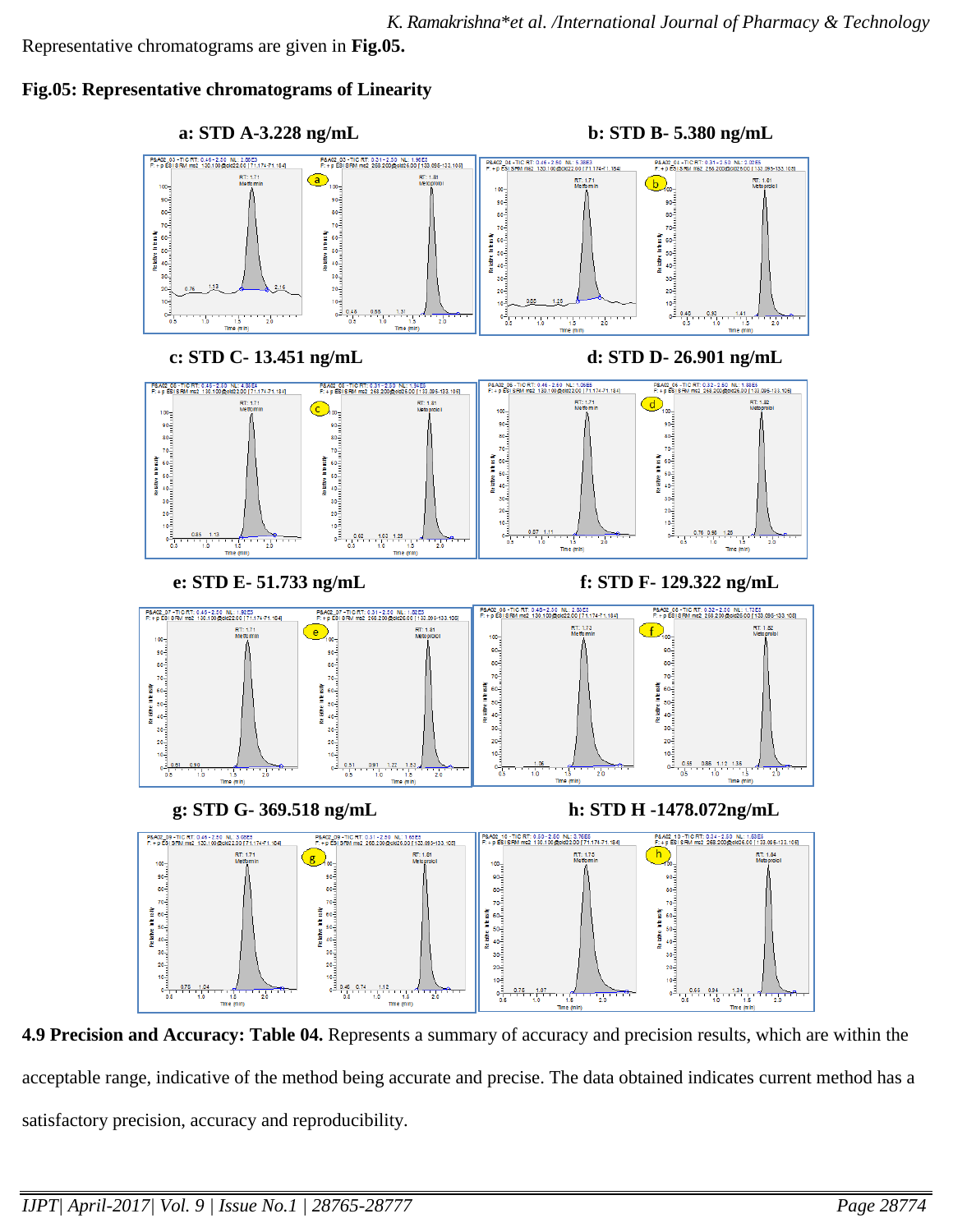Representative chromatograms are given in **Fig.05.**

**Fig.05: Representative chromatograms of Linearity**

**a: STD A-3.228 ng/mL**

**b: STD B- 5.380 ng/mL**

**c: STD C- 13.451 ng/mL**

**d: STD D- 26.901 ng/mL**

**e: STD E- 51.733 ng/mL**

**f: STD F- 129.322 ng/mL**

**g: STD G- 369.518 ng/mL**

**h: STD H -1478.072ng/mL**

**4.9 Precision and Accuracy: Table 04.** Represents a summary of accuracy and precision results, which are within the acceptable range, indicative of the method being accurate and precise. The data obtained indicates current method has a satisfactory precision, accuracy and reproducibility.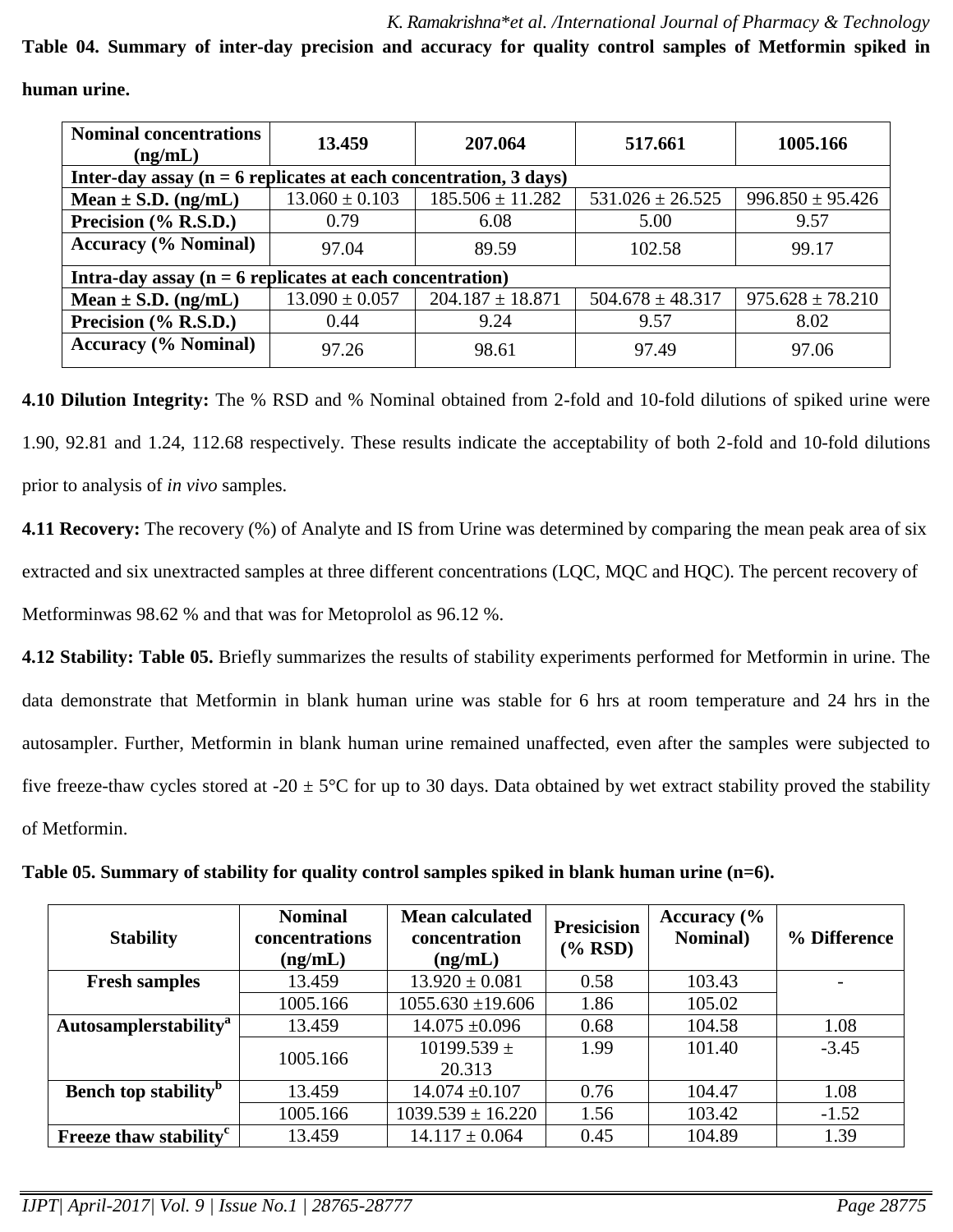**Table 04. Summary of inter-day precision and accuracy for quality control samples of Metformin spiked in human urine.**

| Nominal concentrations (ng/mL) | 13.459 | 207.064 | 517.661 | 1005.166 |
|---|---|---|---|---|
| **Inter-day assay (n = 6 replicates at each concentration, 3 days)** | | | | |
| **Mean ± S.D. (ng/mL)** | 13.060 ± 0.103 | 185.506 ± 11.282 | 531.026 ± 26.525 | 996.850 ± 95.426 |
| **Precision (% R.S.D.)** | 0.79 | 6.08 | 5.00 | 9.57 |
| **Accuracy (% Nominal)** | 97.04 | 89.59 | 102.58 | 99.17 |
| **Intra-day assay (n = 6 replicates at each concentration)** | | | | |
| **Mean ± S.D. (ng/mL)** | 13.090 ± 0.057 | 204.187 ± 18.871 | 504.678 ± 48.317 | 975.628 ± 78.210 |
| **Precision (% R.S.D.)** | 0.44 | 9.24 | 9.57 | 8.02 |
| **Accuracy (% Nominal)** | 97.26 | 98.61 | 97.49 | 97.06 |

**4.10 Dilution Integrity:** The % RSD and % Nominal obtained from 2-fold and 10-fold dilutions of spiked urine were 1.90, 92.81 and 1.24, 112.68 respectively. These results indicate the acceptability of both 2-fold and 10-fold dilutions prior to analysis of *in vivo* samples.

**4.11 Recovery:** The recovery (%) of Analyte and IS from Urine was determined by comparing the mean peak area of six extracted and six unextracted samples at three different concentrations (LQC, MQC and HQC). The percent recovery of Metforminwas 98.62 % and that was for Metoprolol as 96.12 %.

**4.12 Stability: Table 05.** Briefly summarizes the results of stability experiments performed for Metformin in urine. The data demonstrate that Metformin in blank human urine was stable for 6 hrs at room temperature and 24 hrs in the autosampler. Further, Metformin in blank human urine remained unaffected, even after the samples were subjected to five freeze-thaw cycles stored at -20 ± 5°C for up to 30 days. Data obtained by wet extract stability proved the stability of Metformin.

**Table 05. Summary of stability for quality control samples spiked in blank human urine (n=6).**

| Stability | Nominal concentrations (ng/mL) | Mean calculated concentration (ng/mL) | Presicision (% RSD) | Accuracy (% Nominal) | % Difference |
|---|---|---|---|---|---|
| **Fresh samples** | 13.459 | 13.920 ± 0.081 | 0.58 | 103.43 | - |
| | 1005.166 | 1055.630 ±19.606 | 1.86 | 105.02 | |
| **Autosamplerstability[a]** | 13.459 | 14.075 ±0.096 | 0.68 | 104.58 | 1.08 |
| | 1005.166 | 10199.539 ± 20.313 | 1.99 | 101.40 | -3.45 |
| **Bench top stability[b]** | 13.459 | 14.074 ±0.107 | 0.76 | 104.47 | 1.08 |
| | 1005.166 | 1039.539 ± 16.220 | 1.56 | 103.42 | -1.52 |
| **Freeze thaw stability[c]** | 13.459 | 14.117 ± 0.064 | 0.45 | 104.89 | 1.39 |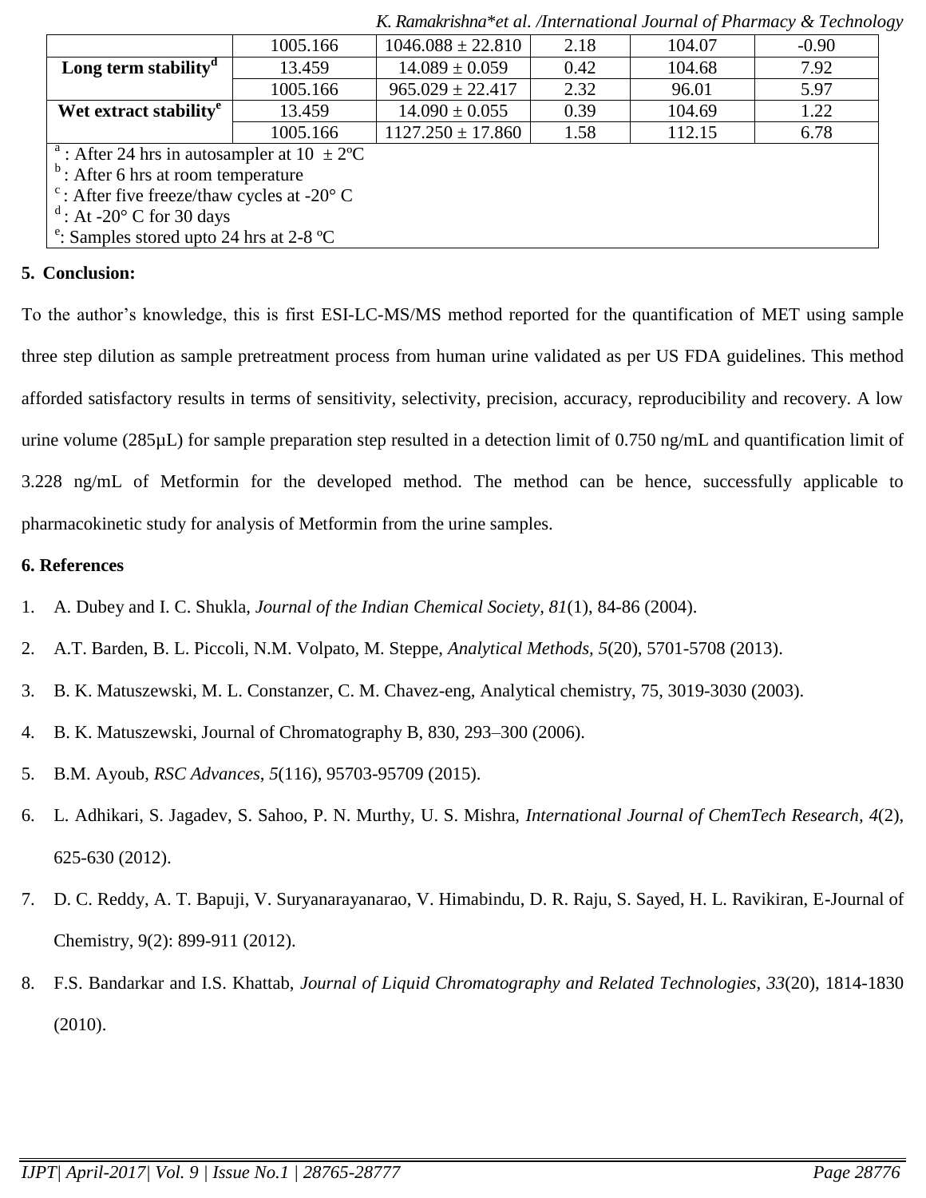| | | | | | |
|---|---|---|---|---|---|
| | 1005.166 | 1046.088 ± 22.810 | 2.18 | 104.07 | -0.90 |
| **Long term stability[d]** | 13.459 | 14.089 ± 0.059 | 0.42 | 104.68 | 7.92 |
| | 1005.166 | 965.029 ± 22.417 | 2.32 | 96.01 | 5.97 |
| **Wet extract stability[e]** | 13.459 | 14.090 ± 0.055 | 0.39 | 104.69 | 1.22 |
| | 1005.166 | 1127.250 ± 17.860 | 1.58 | 112.15 | 6.78 |

[a] : After 24 hrs in autosampler at 10 ± 2ºC
[b] : After 6 hrs at room temperature
[c] : After five freeze/thaw cycles at -20° C
[d] : At -20° C for 30 days
[e]: Samples stored upto 24 hrs at 2-8 ºC

## 5. Conclusion:

To the author's knowledge, this is first ESI-LC-MS/MS method reported for the quantification of MET using sample three step dilution as sample pretreatment process from human urine validated as per US FDA guidelines. This method afforded satisfactory results in terms of sensitivity, selectivity, precision, accuracy, reproducibility and recovery. A low urine volume (285µL) for sample preparation step resulted in a detection limit of 0.750 ng/mL and quantification limit of 3.228 ng/mL of Metformin for the developed method. The method can be hence, successfully applicable to pharmacokinetic study for analysis of Metformin from the urine samples.

## 6. References

1. A. Dubey and I. C. Shukla, *Journal of the Indian Chemical Society, 81*(1), 84-86 (2004).
2. A.T. Barden, B. L. Piccoli, N.M. Volpato, M. Steppe, *Analytical Methods, 5*(20), 5701-5708 (2013).
3. B. K. Matuszewski, M. L. Constanzer, C. M. Chavez-eng, Analytical chemistry, 75, 3019-3030 (2003).
4. B. K. Matuszewski, Journal of Chromatography B, 830, 293–300 (2006).
5. B.M. Ayoub, *RSC Advances*, *5*(116), 95703-95709 (2015).
6. L. Adhikari, S. Jagadev, S. Sahoo, P. N. Murthy, U. S. Mishra, *International Journal of ChemTech Research, 4*(2), 625-630 (2012).
7. D. C. Reddy, A. T. Bapuji, V. Suryanarayanarao, V. Himabindu, D. R. Raju, S. Sayed, H. L. Ravikiran, E-Journal of Chemistry, 9(2): 899-911 (2012).
8. F.S. Bandarkar and I.S. Khattab, *Journal of Liquid Chromatography and Related Technologies*, *33*(20), 1814-1830 (2010).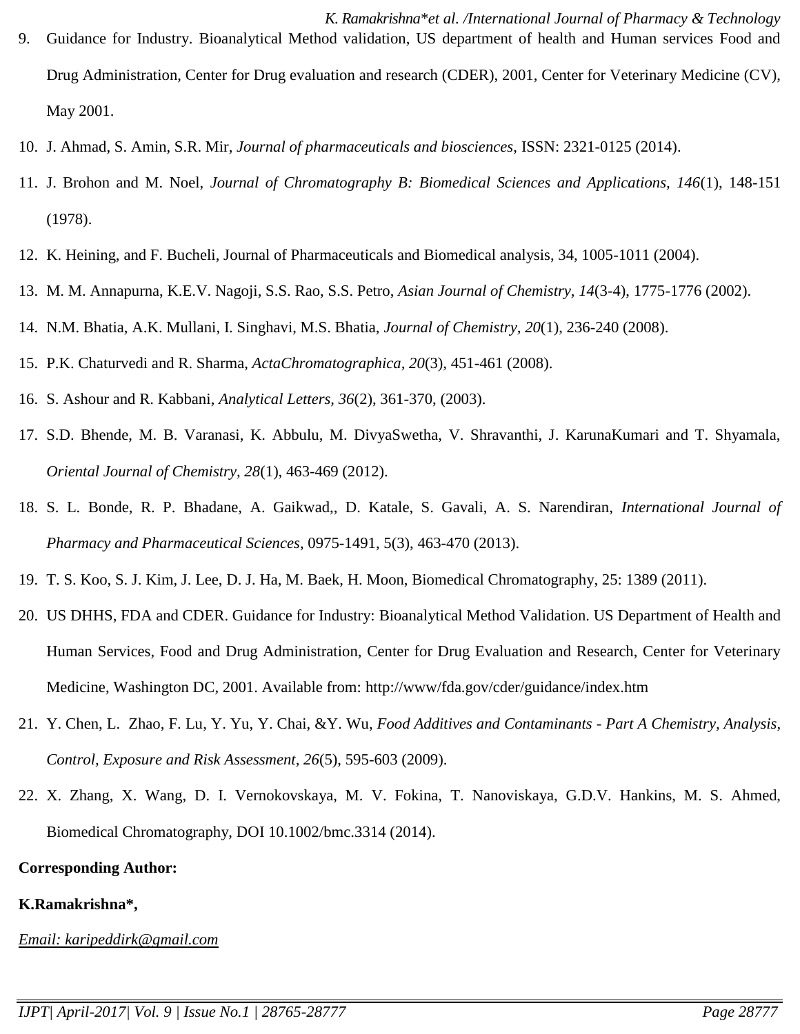9. Guidance for Industry. Bioanalytical Method validation, US department of health and Human services Food and Drug Administration, Center for Drug evaluation and research (CDER), 2001, Center for Veterinary Medicine (CV), May 2001.
10. J. Ahmad, S. Amin, S.R. Mir, *Journal of pharmaceuticals and biosciences*, ISSN: 2321-0125 (2014).
11. J. Brohon and M. Noel, *Journal of Chromatography B: Biomedical Sciences and Applications, 146*(1), 148-151 (1978).
12. K. Heining, and F. Bucheli, Journal of Pharmaceuticals and Biomedical analysis, 34, 1005-1011 (2004).
13. M. M. Annapurna, K.E.V. Nagoji, S.S. Rao, S.S. Petro, *Asian Journal of Chemistry, 14*(3-4), 1775-1776 (2002).
14. N.M. Bhatia, A.K. Mullani, I. Singhavi, M.S. Bhatia, *Journal of Chemistry, 20*(1), 236-240 (2008).
15. P.K. Chaturvedi and R. Sharma, *ActaChromatographica, 20*(3), 451-461 (2008).
16. S. Ashour and R. Kabbani, *Analytical Letters, 36*(2), 361-370, (2003).
17. S.D. Bhende, M. B. Varanasi, K. Abbulu, M. DivyaSwetha, V. Shravanthi, J. KarunaKumari and T. Shyamala, *Oriental Journal of Chemistry, 28*(1), 463-469 (2012).
18. S. L. Bonde, R. P. Bhadane, A. Gaikwad,, D. Katale, S. Gavali, A. S. Narendiran, *International Journal of Pharmacy and Pharmaceutical Sciences*, 0975-1491, 5(3), 463-470 (2013).
19. T. S. Koo, S. J. Kim, J. Lee, D. J. Ha, M. Baek, H. Moon, Biomedical Chromatography, 25: 1389 (2011).
20. US DHHS, FDA and CDER. Guidance for Industry: Bioanalytical Method Validation. US Department of Health and Human Services, Food and Drug Administration, Center for Drug Evaluation and Research, Center for Veterinary Medicine, Washington DC, 2001. Available from: http://www/fda.gov/cder/guidance/index.htm
21. Y. Chen, L. Zhao, F. Lu, Y. Yu, Y. Chai, &Y. Wu, *Food Additives and Contaminants - Part A Chemistry, Analysis, Control, Exposure and Risk Assessment, 26*(5), 595-603 (2009).
22. X. Zhang, X. Wang, D. I. Vernokovskaya, M. V. Fokina, T. Nanoviskaya, G.D.V. Hankins, M. S. Ahmed, Biomedical Chromatography, DOI 10.1002/bmc.3314 (2014).

**Corresponding Author:**

**K.Ramakrishna*,**

*Email: karipeddirk@gmail.com*